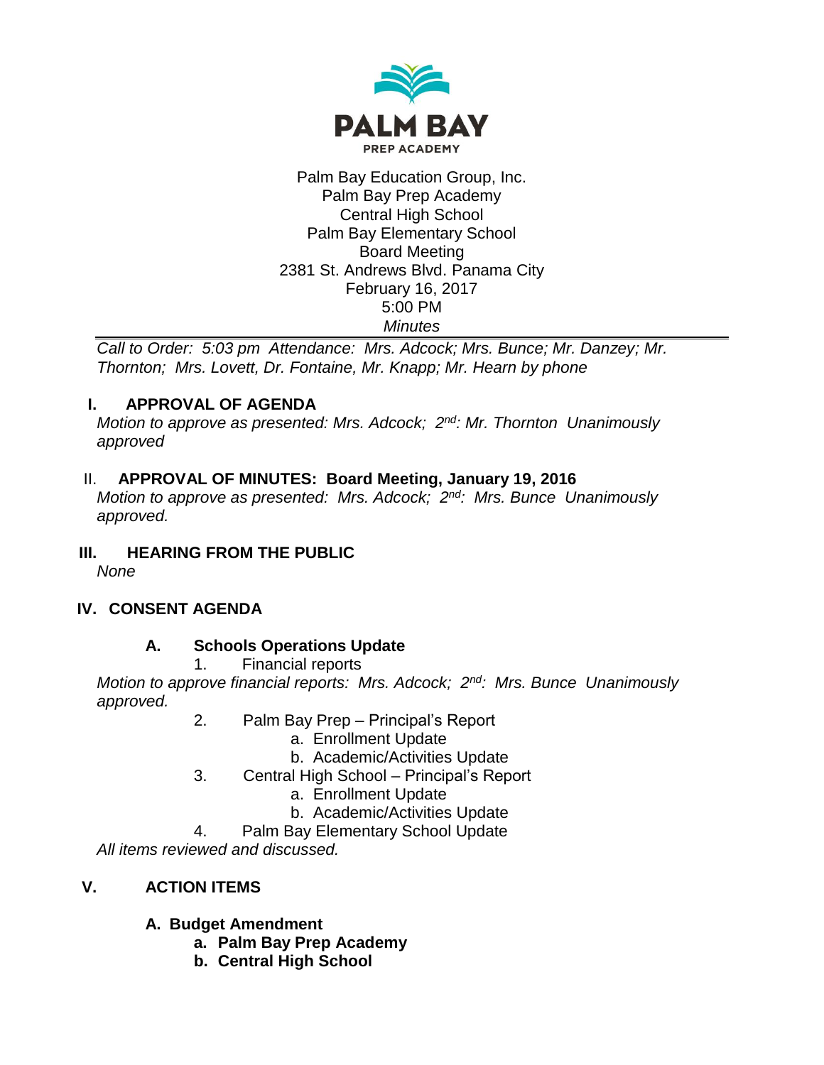PALM BAY
PREP ACADEMY

Palm Bay Education Group, Inc.
Palm Bay Prep Academy
Central High School
Palm Bay Elementary School
Board Meeting
2381 St. Andrews Blvd. Panama City
February 16, 2017
5:00 PM
*Minutes*

---

*Call to Order: 5:03 pm Attendance: Mrs. Adcock; Mrs. Bunce; Mr. Danzey; Mr. Thornton; Mrs. Lovett, Dr. Fontaine, Mr. Knapp; Mr. Hearn by phone*

## I. APPROVAL OF AGENDA

*Motion to approve as presented: Mrs. Adcock; 2nd: Mr. Thornton Unanimously approved*

## II. APPROVAL OF MINUTES: Board Meeting, January 19, 2016

*Motion to approve as presented: Mrs. Adcock; 2nd: Mrs. Bunce Unanimously approved.*

## III. HEARING FROM THE PUBLIC

*None*

## IV. CONSENT AGENDA

### A. Schools Operations Update

1. Financial reports

*Motion to approve financial reports: Mrs. Adcock; 2nd: Mrs. Bunce Unanimously approved.*

2. Palm Bay Prep – Principal's Report
   a. Enrollment Update
   b. Academic/Activities Update
3. Central High School – Principal's Report
   a. Enrollment Update
   b. Academic/Activities Update
4. Palm Bay Elementary School Update

*All items reviewed and discussed.*

## V. ACTION ITEMS

### A. Budget Amendment

**a. Palm Bay Prep Academy**
**b. Central High School**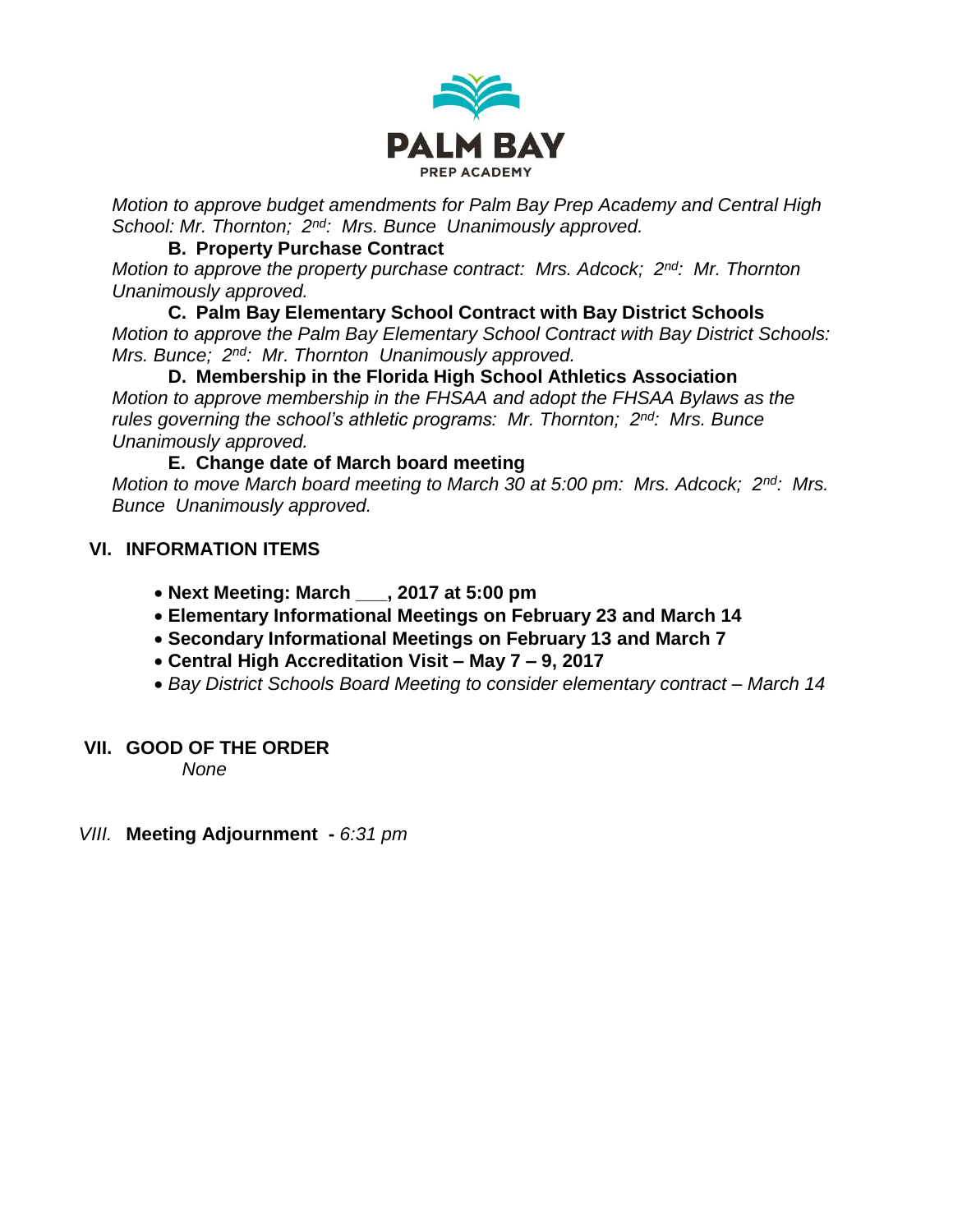*Motion to approve budget amendments for Palm Bay Prep Academy and Central High School: Mr. Thornton; 2nd: Mrs. Bunce Unanimously approved.*

**B. Property Purchase Contract**

*Motion to approve the property purchase contract: Mrs. Adcock; 2nd: Mr. Thornton Unanimously approved.*

**C. Palm Bay Elementary School Contract with Bay District Schools**

*Motion to approve the Palm Bay Elementary School Contract with Bay District Schools: Mrs. Bunce; 2nd: Mr. Thornton Unanimously approved.*

**D. Membership in the Florida High School Athletics Association**

*Motion to approve membership in the FHSAA and adopt the FHSAA Bylaws as the rules governing the school's athletic programs: Mr. Thornton; 2nd: Mrs. Bunce Unanimously approved.*

**E. Change date of March board meeting**

*Motion to move March board meeting to March 30 at 5:00 pm: Mrs. Adcock; 2nd: Mrs. Bunce Unanimously approved.*

## VI. INFORMATION ITEMS

- **Next Meeting: March ___, 2017 at 5:00 pm**
- **Elementary Informational Meetings on February 23 and March 14**
- **Secondary Informational Meetings on February 13 and March 7**
- **Central High Accreditation Visit – May 7 – 9, 2017**
- *Bay District Schools Board Meeting to consider elementary contract – March 14*

## VII. GOOD OF THE ORDER

*None*

*VIII.* **Meeting Adjournment -** *6:31 pm*